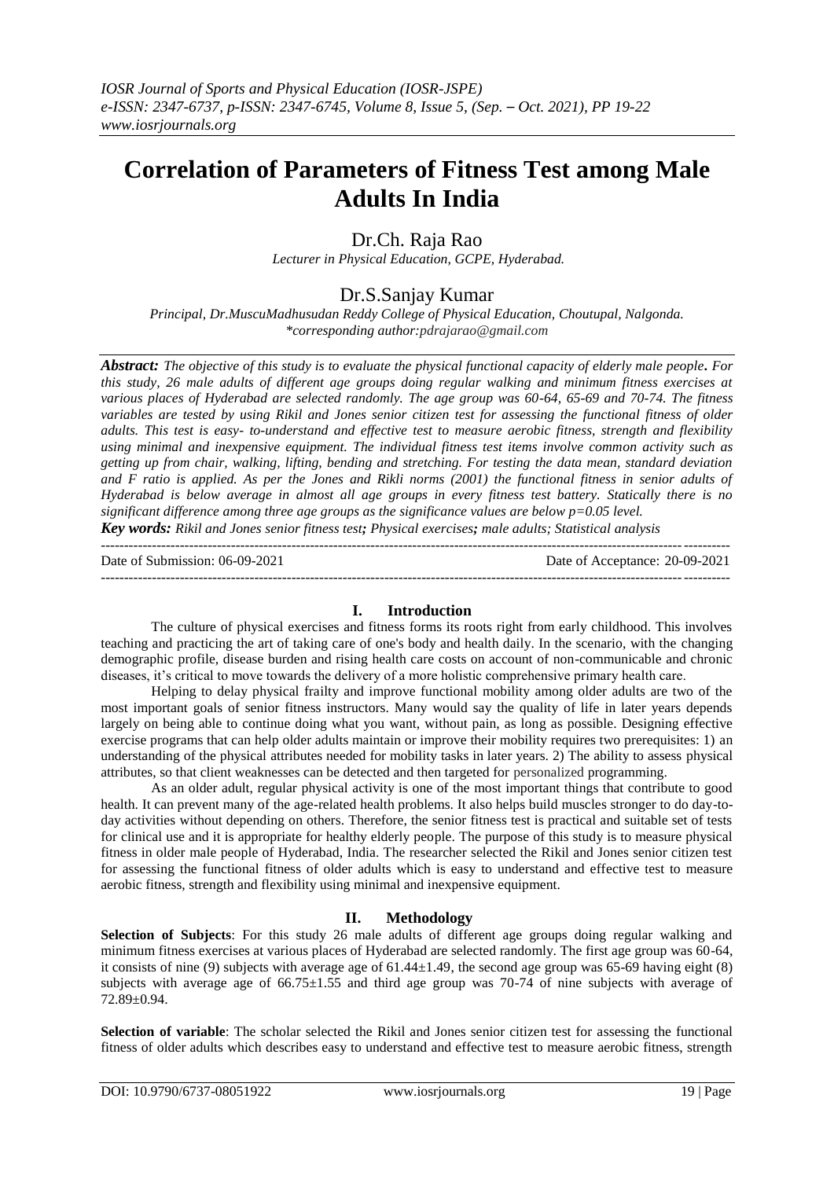# Correlation of Parameters of Fitness Test among Male Adults In India

Dr.Ch. Raja Rao

*Lecturer in Physical Education, GCPE, Hyderabad.*

Dr.S.Sanjay Kumar

*Principal, Dr.MuscuMadhusudan Reddy College of Physical Education, Choutupal, Nalgonda.*
*\*corresponding author:pdrajarao@gmail.com*

***Abstract:*** *The objective of this study is to evaluate the physical functional capacity of elderly male people. For this study, 26 male adults of different age groups doing regular walking and minimum fitness exercises at various places of Hyderabad are selected randomly. The age group was 60-64, 65-69 and 70-74. The fitness variables are tested by using Rikil and Jones senior citizen test for assessing the functional fitness of older adults. This test is easy- to-understand and effective test to measure aerobic fitness, strength and flexibility using minimal and inexpensive equipment. The individual fitness test items involve common activity such as getting up from chair, walking, lifting, bending and stretching. For testing the data mean, standard deviation and F ratio is applied. As per the Jones and Rikli norms (2001) the functional fitness in senior adults of Hyderabad is below average in almost all age groups in every fitness test battery. Statically there is no significant difference among three age groups as the significance values are below p=0.05 level.*

***Key words:*** *Rikil and Jones senior fitness test; Physical exercises; male adults; Statistical analysis*

Date of Submission: 06-09-2021 Date of Acceptance: 20-09-2021

## I. Introduction

The culture of physical exercises and fitness forms its roots right from early childhood. This involves teaching and practicing the art of taking care of one's body and health daily. In the scenario, with the changing demographic profile, disease burden and rising health care costs on account of non-communicable and chronic diseases, it's critical to move towards the delivery of a more holistic comprehensive primary health care.

Helping to delay physical frailty and improve functional mobility among older adults are two of the most important goals of senior fitness instructors. Many would say the quality of life in later years depends largely on being able to continue doing what you want, without pain, as long as possible. Designing effective exercise programs that can help older adults maintain or improve their mobility requires two prerequisites: 1) an understanding of the physical attributes needed for mobility tasks in later years. 2) The ability to assess physical attributes, so that client weaknesses can be detected and then targeted for personalized programming.

As an older adult, regular physical activity is one of the most important things that contribute to good health. It can prevent many of the age-related health problems. It also helps build muscles stronger to do day-to-day activities without depending on others. Therefore, the senior fitness test is practical and suitable set of tests for clinical use and it is appropriate for healthy elderly people. The purpose of this study is to measure physical fitness in older male people of Hyderabad, India. The researcher selected the Rikil and Jones senior citizen test for assessing the functional fitness of older adults which is easy to understand and effective test to measure aerobic fitness, strength and flexibility using minimal and inexpensive equipment.

## II. Methodology

**Selection of Subjects**: For this study 26 male adults of different age groups doing regular walking and minimum fitness exercises at various places of Hyderabad are selected randomly. The first age group was 60-64, it consists of nine (9) subjects with average age of 61.44±1.49, the second age group was 65-69 having eight (8) subjects with average age of 66.75±1.55 and third age group was 70-74 of nine subjects with average of 72.89±0.94.

**Selection of variable**: The scholar selected the Rikil and Jones senior citizen test for assessing the functional fitness of older adults which describes easy to understand and effective test to measure aerobic fitness, strength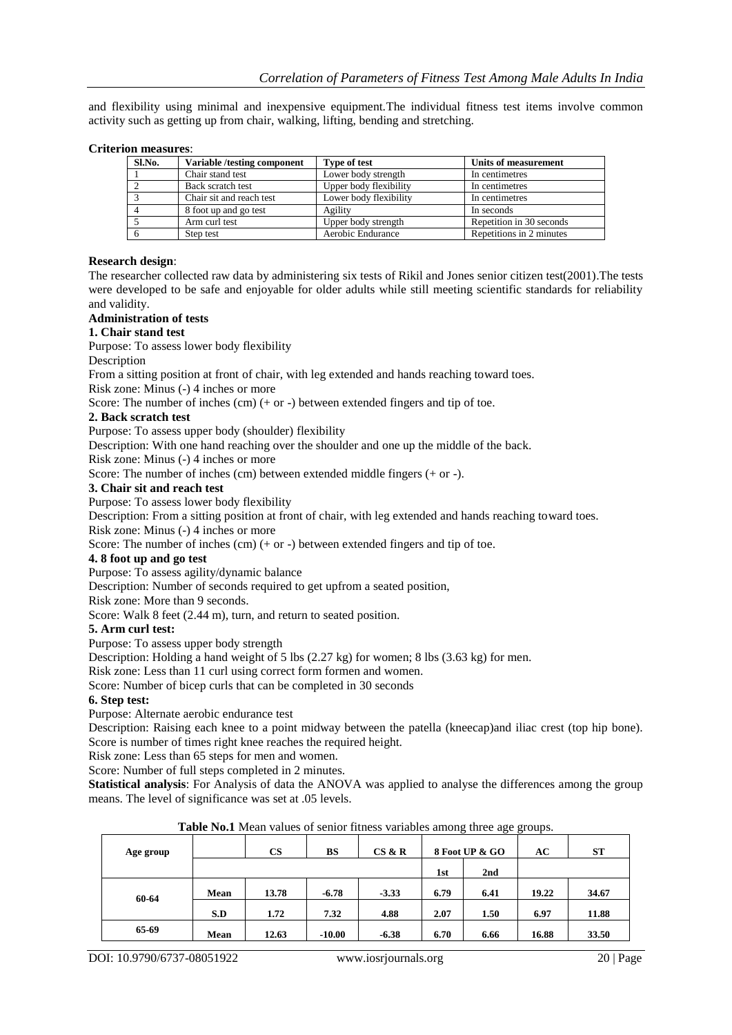and flexibility using minimal and inexpensive equipment.The individual fitness test items involve common activity such as getting up from chair, walking, lifting, bending and stretching.

**Criterion measures**:

| Sl.No. | Variable /testing component | Type of test | Units of measurement |
|---|---|---|---|
| 1 | Chair stand test | Lower body strength | In centimetres |
| 2 | Back scratch test | Upper body flexibility | In centimetres |
| 3 | Chair sit and reach test | Lower body flexibility | In centimetres |
| 4 | 8 foot up and go test | Agility | In seconds |
| 5 | Arm curl test | Upper body strength | Repetition in 30 seconds |
| 6 | Step test | Aerobic Endurance | Repetitions in 2 minutes |

**Research design**:
The researcher collected raw data by administering six tests of Rikil and Jones senior citizen test(2001).The tests were developed to be safe and enjoyable for older adults while still meeting scientific standards for reliability and validity.

**Administration of tests**

**1. Chair stand test**

Purpose: To assess lower body flexibility

Description

From a sitting position at front of chair, with leg extended and hands reaching toward toes.

Risk zone: Minus (-) 4 inches or more

Score: The number of inches (cm) (+ or -) between extended fingers and tip of toe.

**2. Back scratch test**

Purpose: To assess upper body (shoulder) flexibility

Description: With one hand reaching over the shoulder and one up the middle of the back.

Risk zone: Minus (-) 4 inches or more

Score: The number of inches (cm) between extended middle fingers (+ or -).

**3. Chair sit and reach test**

Purpose: To assess lower body flexibility

Description: From a sitting position at front of chair, with leg extended and hands reaching toward toes.

Risk zone: Minus (-) 4 inches or more

Score: The number of inches (cm) (+ or -) between extended fingers and tip of toe.

**4. 8 foot up and go test**

Purpose: To assess agility/dynamic balance

Description: Number of seconds required to get upfrom a seated position,

Risk zone: More than 9 seconds.

Score: Walk 8 feet (2.44 m), turn, and return to seated position.

**5. Arm curl test:**

Purpose: To assess upper body strength

Description: Holding a hand weight of 5 lbs (2.27 kg) for women; 8 lbs (3.63 kg) for men.

Risk zone: Less than 11 curl using correct form formen and women.

Score: Number of bicep curls that can be completed in 30 seconds

**6. Step test:**

Purpose: Alternate aerobic endurance test

Description: Raising each knee to a point midway between the patella (kneecap)and iliac crest (top hip bone). Score is number of times right knee reaches the required height.

Risk zone: Less than 65 steps for men and women.

Score: Number of full steps completed in 2 minutes.

**Statistical analysis**: For Analysis of data the ANOVA was applied to analyse the differences among the group means. The level of significance was set at .05 levels.

**Table No.1** Mean values of senior fitness variables among three age groups.

| Age group | | CS | BS | CS & R | 8 Foot UP & GO | | AC | ST |
|---|---|---|---|---|---|---|---|---|
| | | | | | 1st | 2nd | | |
| 60-64 | Mean | 13.78 | -6.78 | -3.33 | 6.79 | 6.41 | 19.22 | 34.67 |
| | S.D | 1.72 | 7.32 | 4.88 | 2.07 | 1.50 | 6.97 | 11.88 |
| 65-69 | Mean | 12.63 | -10.00 | -6.38 | 6.70 | 6.66 | 16.88 | 33.50 |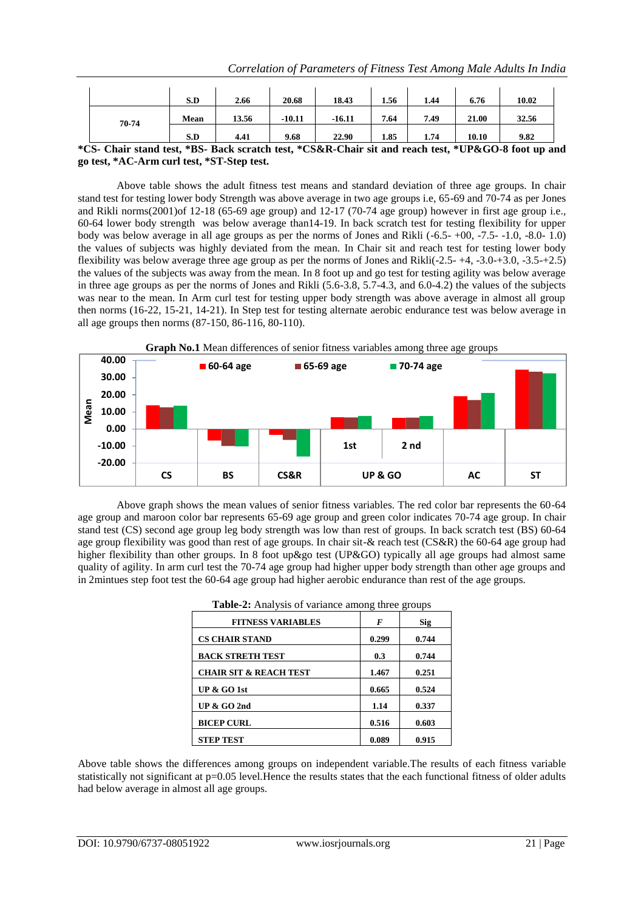|  | S.D | 2.66 | 20.68 | 18.43 | 1.56 | 1.44 | 6.76 | 10.02 |
|---|---|---|---|---|---|---|---|---|
| 70-74 | Mean | 13.56 | -10.11 | -16.11 | 7.64 | 7.49 | 21.00 | 32.56 |
|  | S.D | 4.41 | 9.68 | 22.90 | 1.85 | 1.74 | 10.10 | 9.82 |

**\*CS- Chair stand test, \*BS- Back scratch test, \*CS&R-Chair sit and reach test, \*UP&GO-8 foot up and go test, \*AC-Arm curl test, \*ST-Step test.**

Above table shows the adult fitness test means and standard deviation of three age groups. In chair stand test for testing lower body Strength was above average in two age groups i.e, 65-69 and 70-74 as per Jones and Rikli norms(2001)of 12-18 (65-69 age group) and 12-17 (70-74 age group) however in first age group i.e., 60-64 lower body strength was below average than14-19. In back scratch test for testing flexibility for upper body was below average in all age groups as per the norms of Jones and Rikli (-6.5- +00, -7.5- -1.0, -8.0- 1.0) the values of subjects was highly deviated from the mean. In Chair sit and reach test for testing lower body flexibility was below average three age group as per the norms of Jones and Rikli(-2.5- +4, -3.0-+3.0, -3.5-+2.5) the values of the subjects was away from the mean. In 8 foot up and go test for testing agility was below average in three age groups as per the norms of Jones and Rikli (5.6-3.8, 5.7-4.3, and 6.0-4.2) the values of the subjects was near to the mean. In Arm curl test for testing upper body strength was above average in almost all group then norms (16-22, 15-21, 14-21). In Step test for testing alternate aerobic endurance test was below average in all age groups then norms (87-150, 86-116, 80-110).

**Graph No.1** Mean differences of senior fitness variables among three age groups

Above graph shows the mean values of senior fitness variables. The red color bar represents the 60-64 age group and maroon color bar represents 65-69 age group and green color indicates 70-74 age group. In chair stand test (CS) second age group leg body strength was low than rest of groups. In back scratch test (BS) 60-64 age group flexibility was good than rest of age groups. In chair sit-& reach test (CS&R) the 60-64 age group had higher flexibility than other groups. In 8 foot up&go test (UP&GO) typically all age groups had almost same quality of agility. In arm curl test the 70-74 age group had higher upper body strength than other age groups and in 2mintues step foot test the 60-64 age group had higher aerobic endurance than rest of the age groups.

**Table-2:** Analysis of variance among three groups

| FITNESS VARIABLES | *F* | Sig |
|---|---|---|
| CS CHAIR STAND | 0.299 | 0.744 |
| BACK STRETH TEST | 0.3 | 0.744 |
| CHAIR SIT & REACH TEST | 1.467 | 0.251 |
| UP & GO 1st | 0.665 | 0.524 |
| UP & GO 2nd | 1.14 | 0.337 |
| BICEP CURL | 0.516 | 0.603 |
| STEP TEST | 0.089 | 0.915 |

Above table shows the differences among groups on independent variable.The results of each fitness variable statistically not significant at p=0.05 level.Hence the results states that the each functional fitness of older adults had below average in almost all age groups.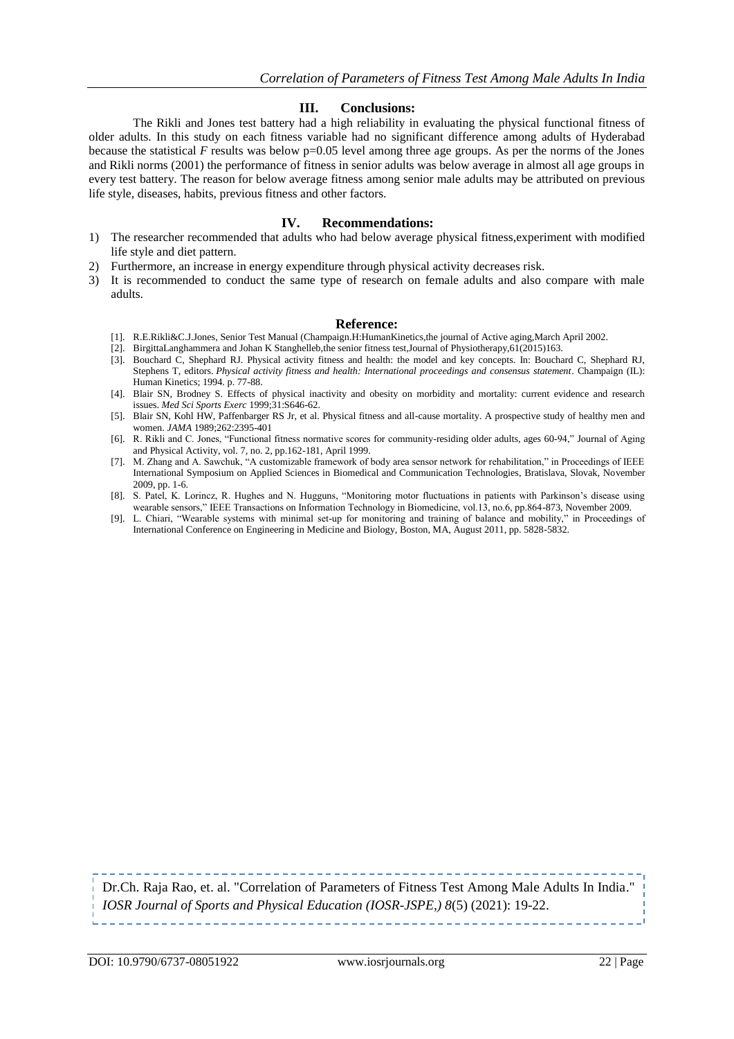## III. Conclusions:

The Rikli and Jones test battery had a high reliability in evaluating the physical functional fitness of older adults. In this study on each fitness variable had no significant difference among adults of Hyderabad because the statistical *F* results was below p=0.05 level among three age groups. As per the norms of the Jones and Rikli norms (2001) the performance of fitness in senior adults was below average in almost all age groups in every test battery. The reason for below average fitness among senior male adults may be attributed on previous life style, diseases, habits, previous fitness and other factors.

## IV. Recommendations:

1) The researcher recommended that adults who had below average physical fitness,experiment with modified life style and diet pattern.
2) Furthermore, an increase in energy expenditure through physical activity decreases risk.
3) It is recommended to conduct the same type of research on female adults and also compare with male adults.

## Reference:

[1]. R.E.Rikli&C.J.Jones, Senior Test Manual (Champaign.H:HumanKinetics,the journal of Active aging,March April 2002.

[2]. BirgittaLanghammera and Johan K Stanghelleb,the senior fitness test,Journal of Physiotherapy,61(2015)163.

[3]. Bouchard C, Shephard RJ. Physical activity fitness and health: the model and key concepts. In: Bouchard C, Shephard RJ, Stephens T, editors. *Physical activity fitness and health: International proceedings and consensus statement*. Champaign (IL): Human Kinetics; 1994. p. 77-88.

[4]. Blair SN, Brodney S. Effects of physical inactivity and obesity on morbidity and mortality: current evidence and research issues. *Med Sci Sports Exerc* 1999;31:S646-62.

[5]. Blair SN, Kohl HW, Paffenbarger RS Jr, et al. Physical fitness and all-cause mortality. A prospective study of healthy men and women. *JAMA* 1989;262:2395-401

[6]. R. Rikli and C. Jones, "Functional fitness normative scores for community-residing older adults, ages 60-94," Journal of Aging and Physical Activity, vol. 7, no. 2, pp.162-181, April 1999.

[7]. M. Zhang and A. Sawchuk, "A customizable framework of body area sensor network for rehabilitation," in Proceedings of IEEE International Symposium on Applied Sciences in Biomedical and Communication Technologies, Bratislava, Slovak, November 2009, pp. 1-6.

[8]. S. Patel, K. Lorincz, R. Hughes and N. Hugguns, "Monitoring motor fluctuations in patients with Parkinson's disease using wearable sensors," IEEE Transactions on Information Technology in Biomedicine, vol.13, no.6, pp.864-873, November 2009.

[9]. L. Chiari, "Wearable systems with minimal set-up for monitoring and training of balance and mobility," in Proceedings of International Conference on Engineering in Medicine and Biology, Boston, MA, August 2011, pp. 5828-5832.

Dr.Ch. Raja Rao, et. al. "Correlation of Parameters of Fitness Test Among Male Adults In India." *IOSR Journal of Sports and Physical Education (IOSR-JSPE,) 8*(5) (2021): 19-22.